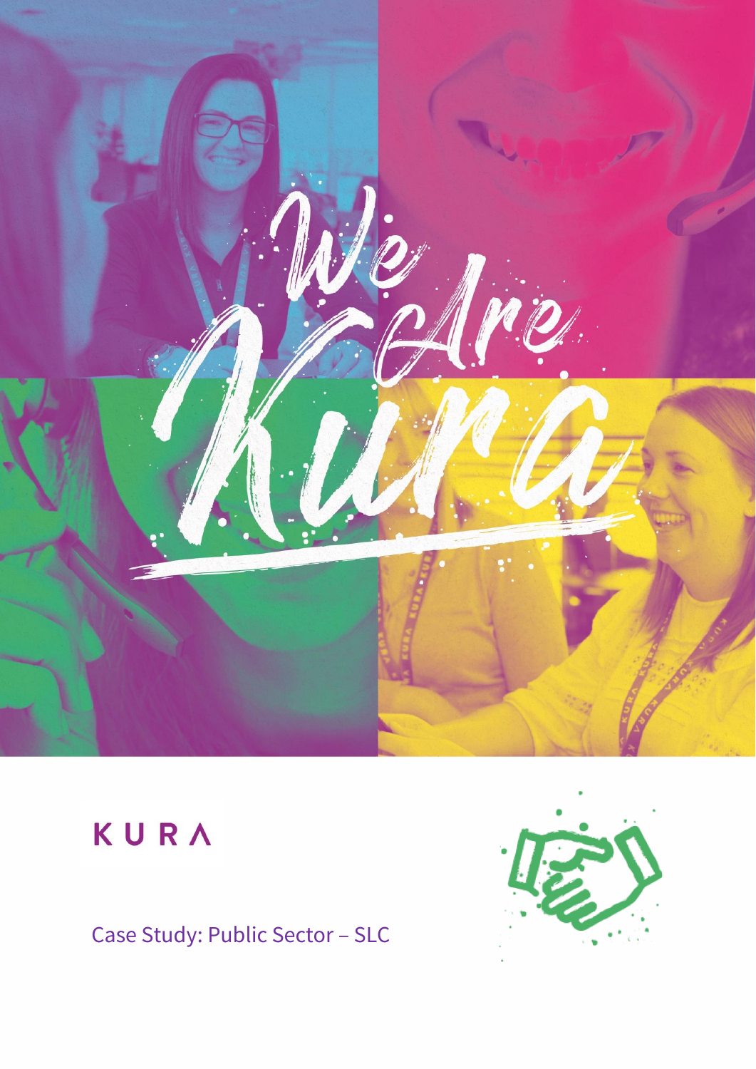# We Are Kura

KURA

Case Study: Public Sector – SLC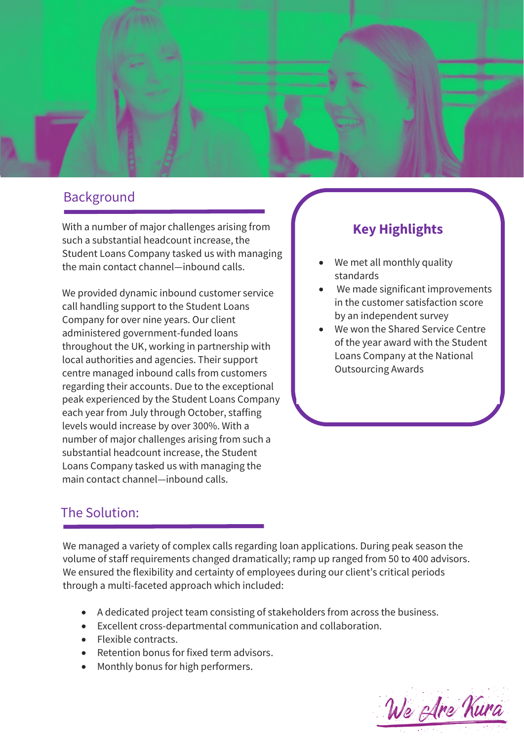## Background

With a number of major challenges arising from such a substantial headcount increase, the Student Loans Company tasked us with managing the main contact channel—inbound calls.

We provided dynamic inbound customer service call handling support to the Student Loans Company for over nine years. Our client administered government-funded loans throughout the UK, working in partnership with local authorities and agencies. Their support centre managed inbound calls from customers regarding their accounts. Due to the exceptional peak experienced by the Student Loans Company each year from July through October, staffing levels would increase by over 300%. With a number of major challenges arising from such a substantial headcount increase, the Student Loans Company tasked us with managing the main contact channel—inbound calls.

### Key Highlights

- We met all monthly quality standards
- We made significant improvements in the customer satisfaction score by an independent survey
- We won the Shared Service Centre of the year award with the Student Loans Company at the National Outsourcing Awards

## The Solution:

We managed a variety of complex calls regarding loan applications. During peak season the volume of staff requirements changed dramatically; ramp up ranged from 50 to 400 advisors. We ensured the flexibility and certainty of employees during our client's critical periods through a multi-faceted approach which included:

- A dedicated project team consisting of stakeholders from across the business.
- Excellent cross-departmental communication and collaboration.
- Flexible contracts.
- Retention bonus for fixed term advisors.
- Monthly bonus for high performers.

We Are Kura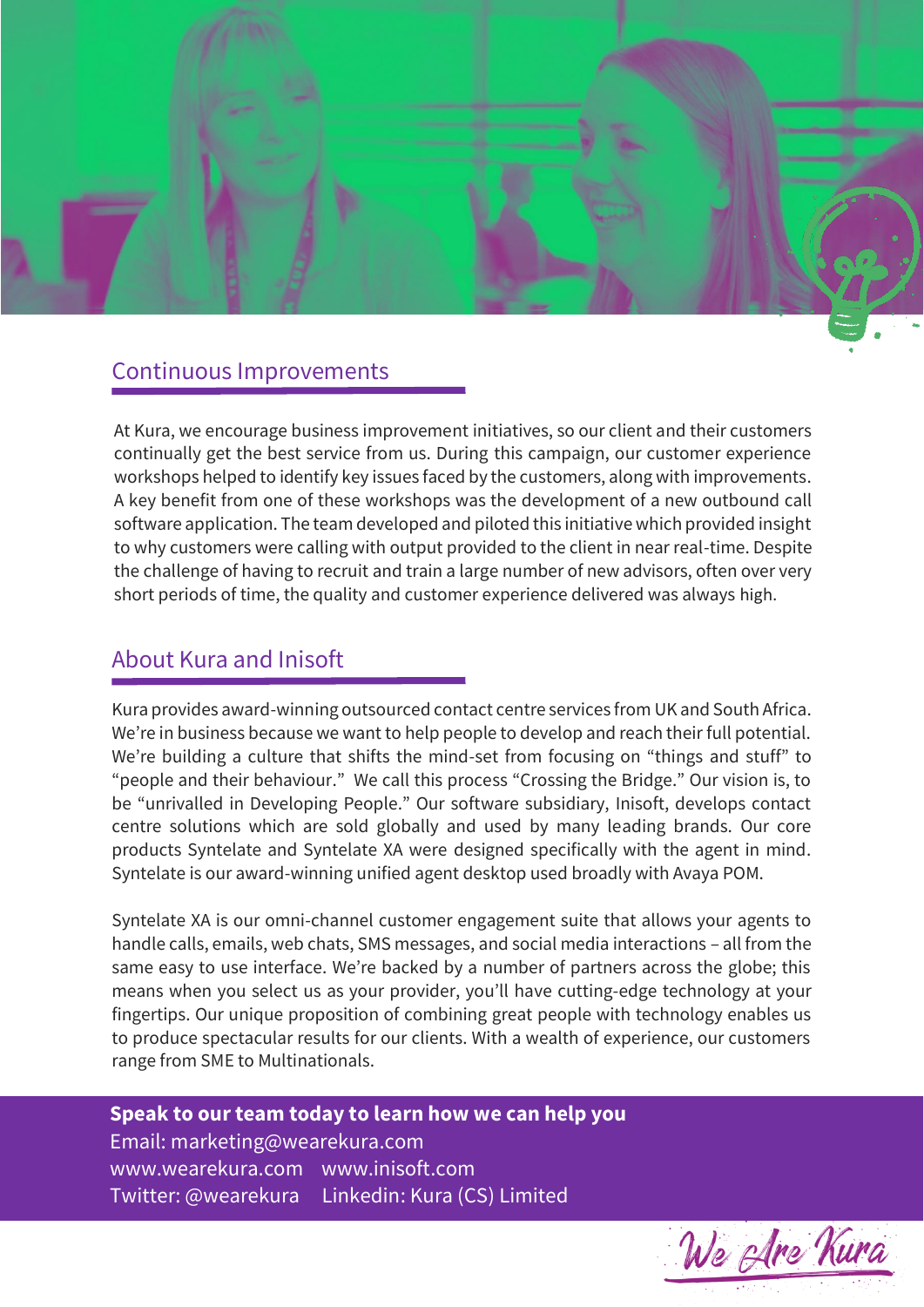## Continuous Improvements

At Kura, we encourage business improvement initiatives, so our client and their customers continually get the best service from us. During this campaign, our customer experience workshops helped to identify key issues faced by the customers, along with improvements. A key benefit from one of these workshops was the development of a new outbound call software application. The team developed and piloted this initiative which provided insight to why customers were calling with output provided to the client in near real-time. Despite the challenge of having to recruit and train a large number of new advisors, often over very short periods of time, the quality and customer experience delivered was always high.

## About Kura and Inisoft

Kura provides award-winning outsourced contact centre services from UK and South Africa. We're in business because we want to help people to develop and reach their full potential. We're building a culture that shifts the mind-set from focusing on "things and stuff" to "people and their behaviour." We call this process "Crossing the Bridge." Our vision is, to be "unrivalled in Developing People." Our software subsidiary, Inisoft, develops contact centre solutions which are sold globally and used by many leading brands. Our core products Syntelate and Syntelate XA were designed specifically with the agent in mind. Syntelate is our award-winning unified agent desktop used broadly with Avaya POM.

Syntelate XA is our omni-channel customer engagement suite that allows your agents to handle calls, emails, web chats, SMS messages, and social media interactions – all from the same easy to use interface. We're backed by a number of partners across the globe; this means when you select us as your provider, you'll have cutting-edge technology at your fingertips. Our unique proposition of combining great people with technology enables us to produce spectacular results for our clients. With a wealth of experience, our customers range from SME to Multinationals.

**Speak to our team today to learn how we can help you**
Email: marketing@wearekura.com
www.wearekura.com www.inisoft.com
Twitter: @wearekura Linkedin: Kura (CS) Limited

We Are Kura